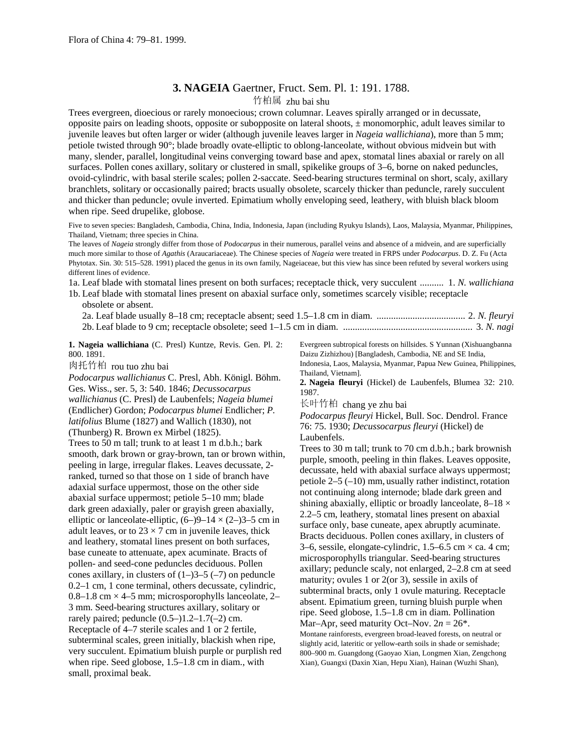Flora of China 4: 79–81. 1999.

# 3. NAGEIA Gaertner, Fruct. Sem. Pl. 1: 191. 1788.

竹柏属 zhu bai shu

Trees evergreen, dioecious or rarely monoecious; crown columnar. Leaves spirally arranged or in decussate, opposite pairs on leading shoots, opposite or subopposite on lateral shoots, ± monomorphic, adult leaves similar to juvenile leaves but often larger or wider (although juvenile leaves larger in *Nageia wallichiana*), more than 5 mm; petiole twisted through 90°; blade broadly ovate-elliptic to oblong-lanceolate, without obvious midvein but with many, slender, parallel, longitudinal veins converging toward base and apex, stomatal lines abaxial or rarely on all surfaces. Pollen cones axillary, solitary or clustered in small, spikelike groups of 3–6, borne on naked peduncles, ovoid-cylindric, with basal sterile scales; pollen 2-saccate. Seed-bearing structures terminal on short, scaly, axillary branchlets, solitary or occasionally paired; bracts usually obsolete, scarcely thicker than peduncle, rarely succulent and thicker than peduncle; ovule inverted. Epimatium wholly enveloping seed, leathery, with bluish black bloom when ripe. Seed drupelike, globose.

Five to seven species: Bangladesh, Cambodia, China, India, Indonesia, Japan (including Ryukyu Islands), Laos, Malaysia, Myanmar, Philippines, Thailand, Vietnam; three species in China.

The leaves of *Nageia* strongly differ from those of *Podocarpus* in their numerous, parallel veins and absence of a midvein, and are superficially much more similar to those of *Agathis* (Araucariaceae). The Chinese species of *Nageia* were treated in FRPS under *Podocarpus*. D. Z. Fu (Acta Phytotax. Sin. 30: 515–528. 1991) placed the genus in its own family, Nageiaceae, but this view has since been refuted by several workers using different lines of evidence.

1a. Leaf blade with stomatal lines present on both surfaces; receptacle thick, very succulent .......... 1. *N. wallichiana*
1b. Leaf blade with stomatal lines present on abaxial surface only, sometimes scarcely visible; receptacle obsolete or absent.
  2a. Leaf blade usually 8–18 cm; receptacle absent; seed 1.5–1.8 cm in diam. .................................... 2. *N. fleuryi*
  2b. Leaf blade to 9 cm; receptacle obsolete; seed 1–1.5 cm in diam. ..................................................... 3. *N. nagi*

**1. Nageia wallichiana** (C. Presl) Kuntze, Revis. Gen. Pl. 2: 800. 1891.

肉托竹柏 rou tuo zhu bai

*Podocarpus wallichianus* C. Presl, Abh. Königl. Böhm. Ges. Wiss., ser. 5, 3: 540. 1846; *Decussocarpus wallichianus* (C. Presl) de Laubenfels; *Nageia blumei* (Endlicher) Gordon; *Podocarpus blumei* Endlicher; *P. latifolius* Blume (1827) and Wallich (1830), not (Thunberg) R. Brown ex Mirbel (1825).

Trees to 50 m tall; trunk to at least 1 m d.b.h.; bark smooth, dark brown or gray-brown, tan or brown within, peeling in large, irregular flakes. Leaves decussate, 2-ranked, turned so that those on 1 side of branch have adaxial surface uppermost, those on the other side abaxial surface uppermost; petiole 5–10 mm; blade dark green adaxially, paler or grayish green abaxially, elliptic or lanceolate-elliptic, (6–)9–14 × (2–)3–5 cm in adult leaves, or to 23 × 7 cm in juvenile leaves, thick and leathery, stomatal lines present on both surfaces, base cuneate to attenuate, apex acuminate. Bracts of pollen- and seed-cone peduncles deciduous. Pollen cones axillary, in clusters of (1–)3–5 (–7) on peduncle 0.2–1 cm, 1 cone terminal, others decussate, cylindric, 0.8–1.8 cm × 4–5 mm; microsporophylls lanceolate, 2–3 mm. Seed-bearing structures axillary, solitary or rarely paired; peduncle (0.5–)1.2–1.7(–2) cm. Receptacle of 4–7 sterile scales and 1 or 2 fertile, subterminal scales, green initially, blackish when ripe, very succulent. Epimatium bluish purple or purplish red when ripe. Seed globose, 1.5–1.8 cm in diam., with small, proximal beak.

Evergreen subtropical forests on hillsides. S Yunnan (Xishuangbanna Daizu Zizhizhou) [Bangladesh, Cambodia, NE and SE India, Indonesia, Laos, Malaysia, Myanmar, Papua New Guinea, Philippines, Thailand, Vietnam].

**2. Nageia fleuryi** (Hickel) de Laubenfels, Blumea 32: 210. 1987.

长叶竹柏 chang ye zhu bai

*Podocarpus fleuryi* Hickel, Bull. Soc. Dendrol. France 76: 75. 1930; *Decussocarpus fleuryi* (Hickel) de Laubenfels.

Trees to 30 m tall; trunk to 70 cm d.b.h.; bark brownish purple, smooth, peeling in thin flakes. Leaves opposite, decussate, held with abaxial surface always uppermost; petiole 2–5 (–10) mm, usually rather indistinct, rotation not continuing along internode; blade dark green and shining abaxially, elliptic or broadly lanceolate, 8–18 × 2.2–5 cm, leathery, stomatal lines present on abaxial surface only, base cuneate, apex abruptly acuminate. Bracts deciduous. Pollen cones axillary, in clusters of 3–6, sessile, elongate-cylindric, 1.5–6.5 cm × ca. 4 cm; microsporophylls triangular. Seed-bearing structures axillary; peduncle scaly, not enlarged, 2–2.8 cm at seed maturity; ovules 1 or 2(or 3), sessile in axils of subterminal bracts, only 1 ovule maturing. Receptacle absent. Epimatium green, turning bluish purple when ripe. Seed globose, 1.5–1.8 cm in diam. Pollination Mar–Apr, seed maturity Oct–Nov. $2n = 26$*.

Montane rainforests, evergreen broad-leaved forests, on neutral or slightly acid, lateritic or yellow-earth soils in shade or semishade; 800–900 m. Guangdong (Gaoyao Xian, Longmen Xian, Zengchong Xian), Guangxi (Daxin Xian, Hepu Xian), Hainan (Wuzhi Shan),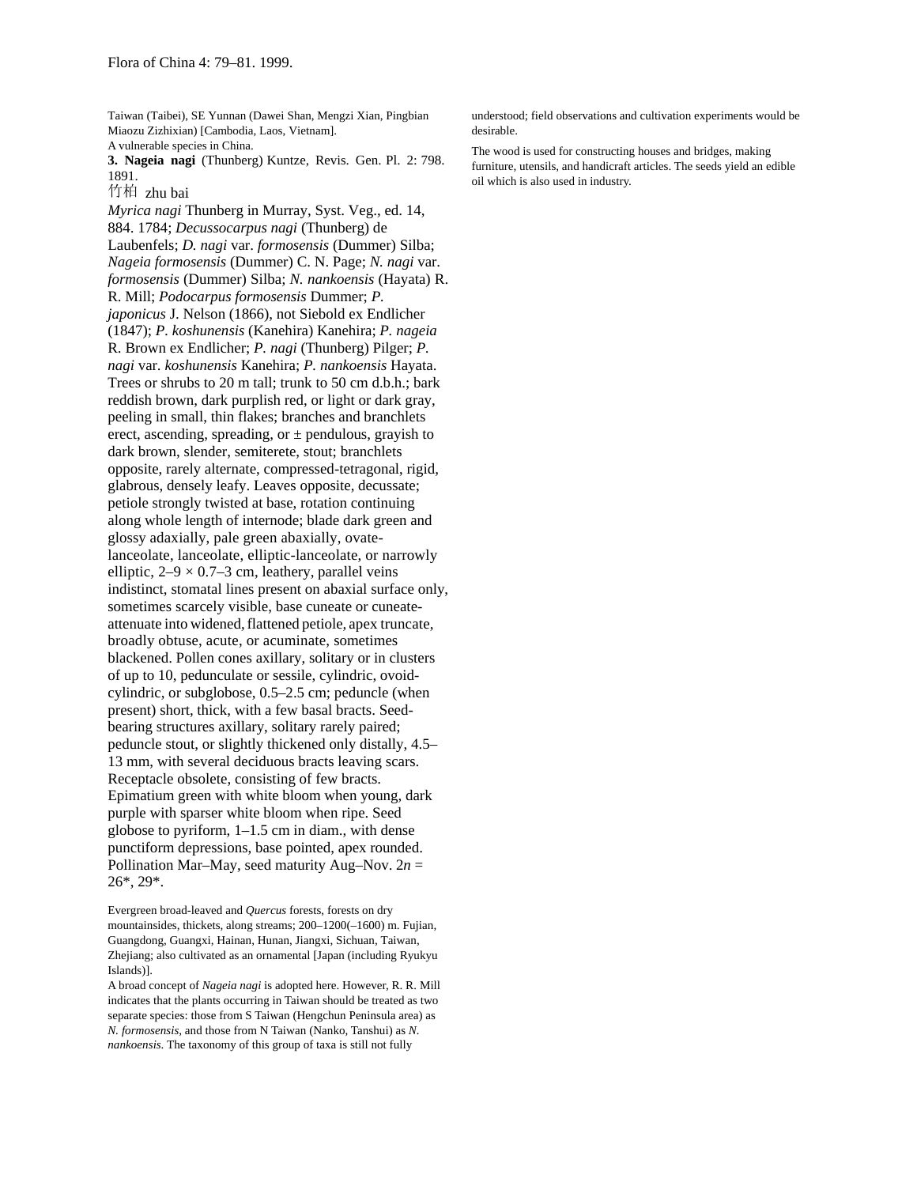Taiwan (Taibei), SE Yunnan (Dawei Shan, Mengzi Xian, Pingbian Miaozu Zizhixian) [Cambodia, Laos, Vietnam].

A vulnerable species in China.

**3. Nageia nagi** (Thunberg) Kuntze, Revis. Gen. Pl. 2: 798. 1891.

竹柏 zhu bai

*Myrica nagi* Thunberg in Murray, Syst. Veg., ed. 14, 884. 1784; *Decussocarpus nagi* (Thunberg) de Laubenfels; *D. nagi* var. *formosensis* (Dummer) Silba; *Nageia formosensis* (Dummer) C. N. Page; *N. nagi* var. *formosensis* (Dummer) Silba; *N. nankoensis* (Hayata) R. R. Mill; *Podocarpus formosensis* Dummer; *P. japonicus* J. Nelson (1866), not Siebold ex Endlicher (1847); *P. koshunensis* (Kanehira) Kanehira; *P. nageia* R. Brown ex Endlicher; *P. nagi* (Thunberg) Pilger; *P. nagi* var. *koshunensis* Kanehira; *P. nankoensis* Hayata.

Trees or shrubs to 20 m tall; trunk to 50 cm d.b.h.; bark reddish brown, dark purplish red, or light or dark gray, peeling in small, thin flakes; branches and branchlets erect, ascending, spreading, or ± pendulous, grayish to dark brown, slender, semiterete, stout; branchlets opposite, rarely alternate, compressed-tetragonal, rigid, glabrous, densely leafy. Leaves opposite, decussate; petiole strongly twisted at base, rotation continuing along whole length of internode; blade dark green and glossy adaxially, pale green abaxially, ovate-lanceolate, lanceolate, elliptic-lanceolate, or narrowly elliptic, 2–9 × 0.7–3 cm, leathery, parallel veins indistinct, stomatal lines present on abaxial surface only, sometimes scarcely visible, base cuneate or cuneate-attenuate into widened, flattened petiole, apex truncate, broadly obtuse, acute, or acuminate, sometimes blackened. Pollen cones axillary, solitary or in clusters of up to 10, pedunculate or sessile, cylindric, ovoid-cylindric, or subglobose, 0.5–2.5 cm; peduncle (when present) short, thick, with a few basal bracts. Seed-bearing structures axillary, solitary rarely paired; peduncle stout, or slightly thickened only distally, 4.5–13 mm, with several deciduous bracts leaving scars. Receptacle obsolete, consisting of few bracts. Epimatium green with white bloom when young, dark purple with sparser white bloom when ripe. Seed globose to pyriform, 1–1.5 cm in diam., with dense punctiform depressions, base pointed, apex rounded. Pollination Mar–May, seed maturity Aug–Nov. 2*n* = 26*, 29*.

Evergreen broad-leaved and *Quercus* forests, forests on dry mountainsides, thickets, along streams; 200–1200(–1600) m. Fujian, Guangdong, Guangxi, Hainan, Hunan, Jiangxi, Sichuan, Taiwan, Zhejiang; also cultivated as an ornamental [Japan (including Ryukyu Islands)].

A broad concept of *Nageia nagi* is adopted here. However, R. R. Mill indicates that the plants occurring in Taiwan should be treated as two separate species: those from S Taiwan (Hengchun Peninsula area) as *N. formosensis*, and those from N Taiwan (Nanko, Tanshui) as *N. nankoensis*. The taxonomy of this group of taxa is still not fully understood; field observations and cultivation experiments would be desirable.

The wood is used for constructing houses and bridges, making furniture, utensils, and handicraft articles. The seeds yield an edible oil which is also used in industry.